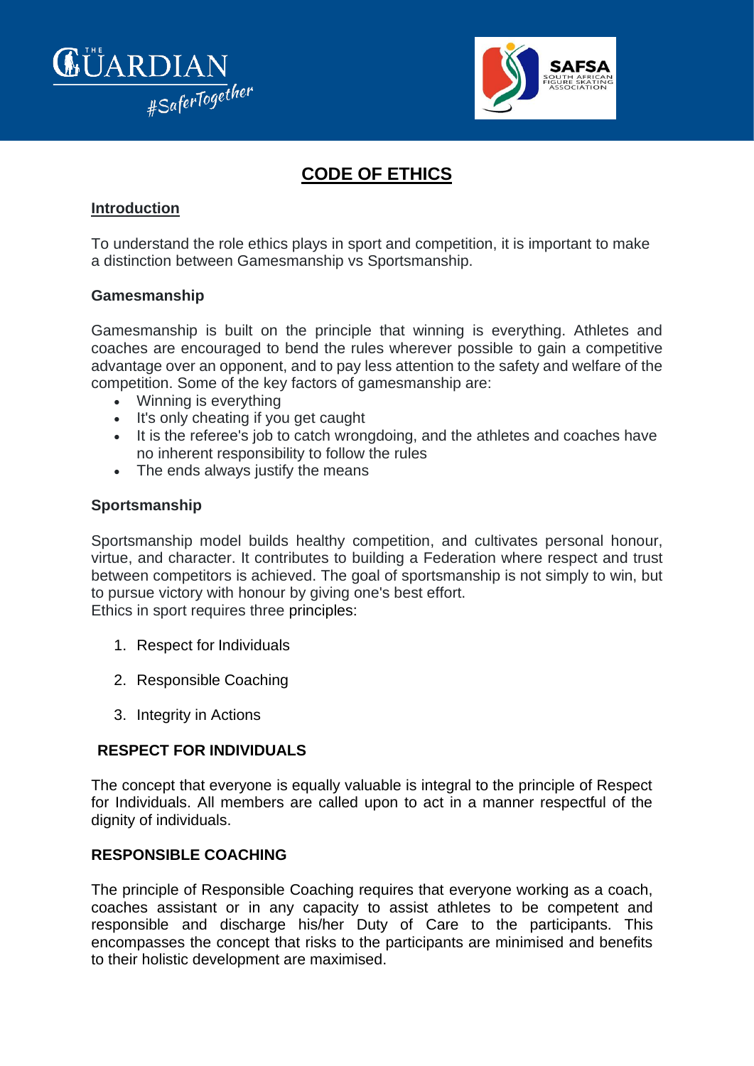# CODE OF ETHICS

## Introduction

To understand the role ethics plays in sport and competition, it is important to make a distinction between Gamesmanship vs Sportsmanship.

### Gamesmanship

Gamesmanship is built on the principle that winning is everything. Athletes and coaches are encouraged to bend the rules wherever possible to gain a competitive advantage over an opponent, and to pay less attention to the safety and welfare of the competition. Some of the key factors of gamesmanship are:

- Winning is everything
- It's only cheating if you get caught
- It is the referee's job to catch wrongdoing, and the athletes and coaches have no inherent responsibility to follow the rules
- The ends always justify the means

### Sportsmanship

Sportsmanship model builds healthy competition, and cultivates personal honour, virtue, and character. It contributes to building a Federation where respect and trust between competitors is achieved. The goal of sportsmanship is not simply to win, but to pursue victory with honour by giving one's best effort.
Ethics in sport requires three principles:

1. Respect for Individuals
2. Responsible Coaching
3. Integrity in Actions

### RESPECT FOR INDIVIDUALS

The concept that everyone is equally valuable is integral to the principle of Respect for Individuals. All members are called upon to act in a manner respectful of the dignity of individuals.

### RESPONSIBLE COACHING

The principle of Responsible Coaching requires that everyone working as a coach, coaches assistant or in any capacity to assist athletes to be competent and responsible and discharge his/her Duty of Care to the participants. This encompasses the concept that risks to the participants are minimised and benefits to their holistic development are maximised.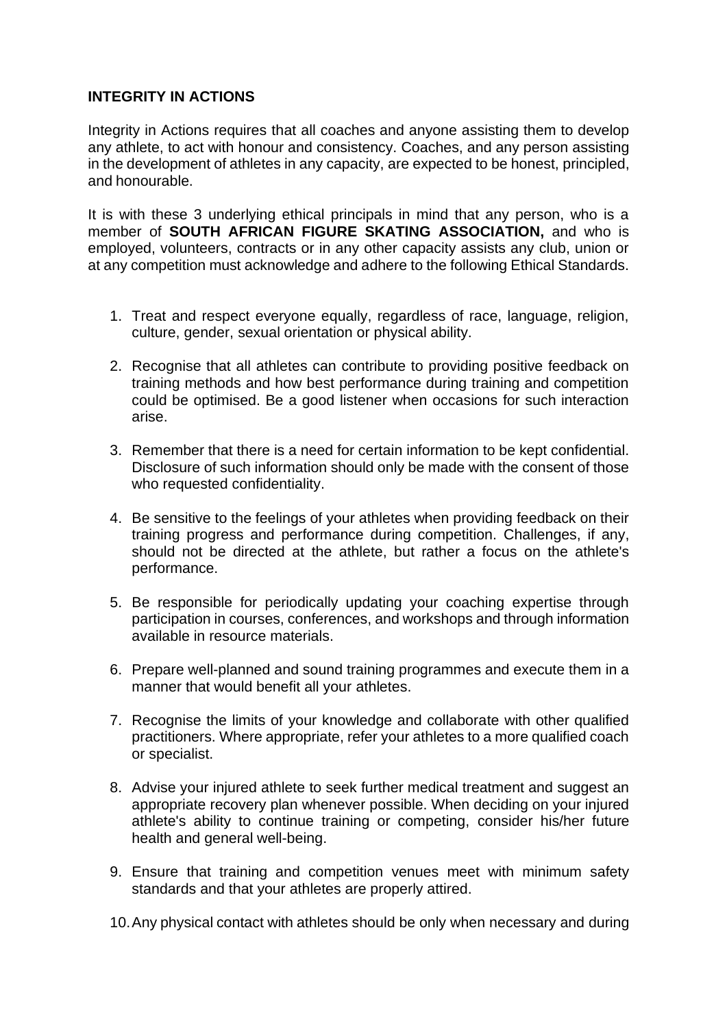**INTEGRITY IN ACTIONS**

Integrity in Actions requires that all coaches and anyone assisting them to develop any athlete, to act with honour and consistency. Coaches, and any person assisting in the development of athletes in any capacity, are expected to be honest, principled, and honourable.

It is with these 3 underlying ethical principals in mind that any person, who is a member of **SOUTH AFRICAN FIGURE SKATING ASSOCIATION,** and who is employed, volunteers, contracts or in any other capacity assists any club, union or at any competition must acknowledge and adhere to the following Ethical Standards.

1. Treat and respect everyone equally, regardless of race, language, religion, culture, gender, sexual orientation or physical ability.
2. Recognise that all athletes can contribute to providing positive feedback on training methods and how best performance during training and competition could be optimised. Be a good listener when occasions for such interaction arise.
3. Remember that there is a need for certain information to be kept confidential. Disclosure of such information should only be made with the consent of those who requested confidentiality.
4. Be sensitive to the feelings of your athletes when providing feedback on their training progress and performance during competition. Challenges, if any, should not be directed at the athlete, but rather a focus on the athlete's performance.
5. Be responsible for periodically updating your coaching expertise through participation in courses, conferences, and workshops and through information available in resource materials.
6. Prepare well-planned and sound training programmes and execute them in a manner that would benefit all your athletes.
7. Recognise the limits of your knowledge and collaborate with other qualified practitioners. Where appropriate, refer your athletes to a more qualified coach or specialist.
8. Advise your injured athlete to seek further medical treatment and suggest an appropriate recovery plan whenever possible. When deciding on your injured athlete's ability to continue training or competing, consider his/her future health and general well-being.
9. Ensure that training and competition venues meet with minimum safety standards and that your athletes are properly attired.
10. Any physical contact with athletes should be only when necessary and during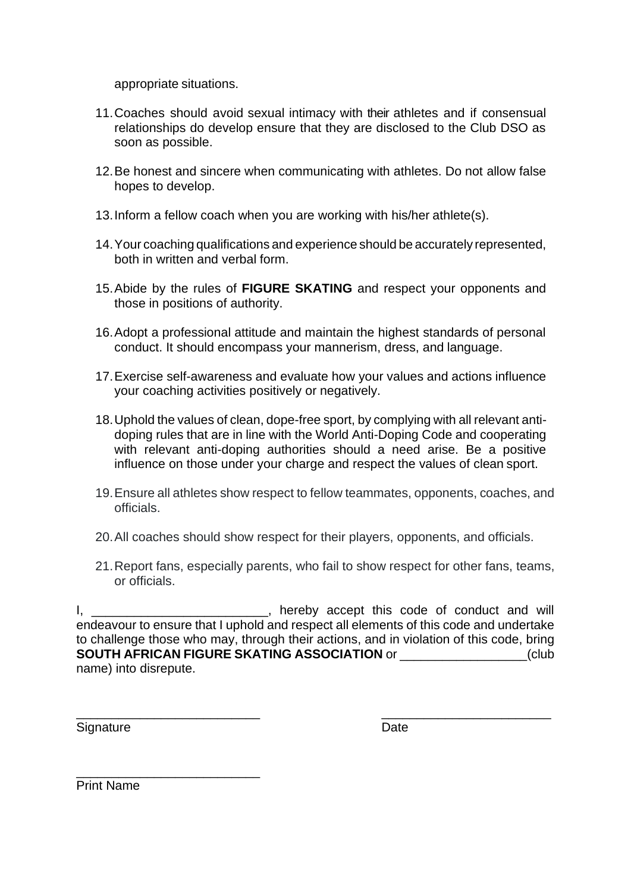appropriate situations.

11. Coaches should avoid sexual intimacy with their athletes and if consensual relationships do develop ensure that they are disclosed to the Club DSO as soon as possible.

12. Be honest and sincere when communicating with athletes. Do not allow false hopes to develop.

13. Inform a fellow coach when you are working with his/her athlete(s).

14. Your coaching qualifications and experience should be accurately represented, both in written and verbal form.

15. Abide by the rules of **FIGURE SKATING** and respect your opponents and those in positions of authority.

16. Adopt a professional attitude and maintain the highest standards of personal conduct. It should encompass your mannerism, dress, and language.

17. Exercise self-awareness and evaluate how your values and actions influence your coaching activities positively or negatively.

18. Uphold the values of clean, dope-free sport, by complying with all relevant anti-doping rules that are in line with the World Anti-Doping Code and cooperating with relevant anti-doping authorities should a need arise. Be a positive influence on those under your charge and respect the values of clean sport.

19. Ensure all athletes show respect to fellow teammates, opponents, coaches, and officials.

20. All coaches should show respect for their players, opponents, and officials.

21. Report fans, especially parents, who fail to show respect for other fans, teams, or officials.

I, _________________________, hereby accept this code of conduct and will endeavour to ensure that I uphold and respect all elements of this code and undertake to challenge those who may, through their actions, and in violation of this code, bring **SOUTH AFRICAN FIGURE SKATING ASSOCIATION** or _________________(club name) into disrepute.

__________________________ Signature

________________________ Date

__________________________ Print Name